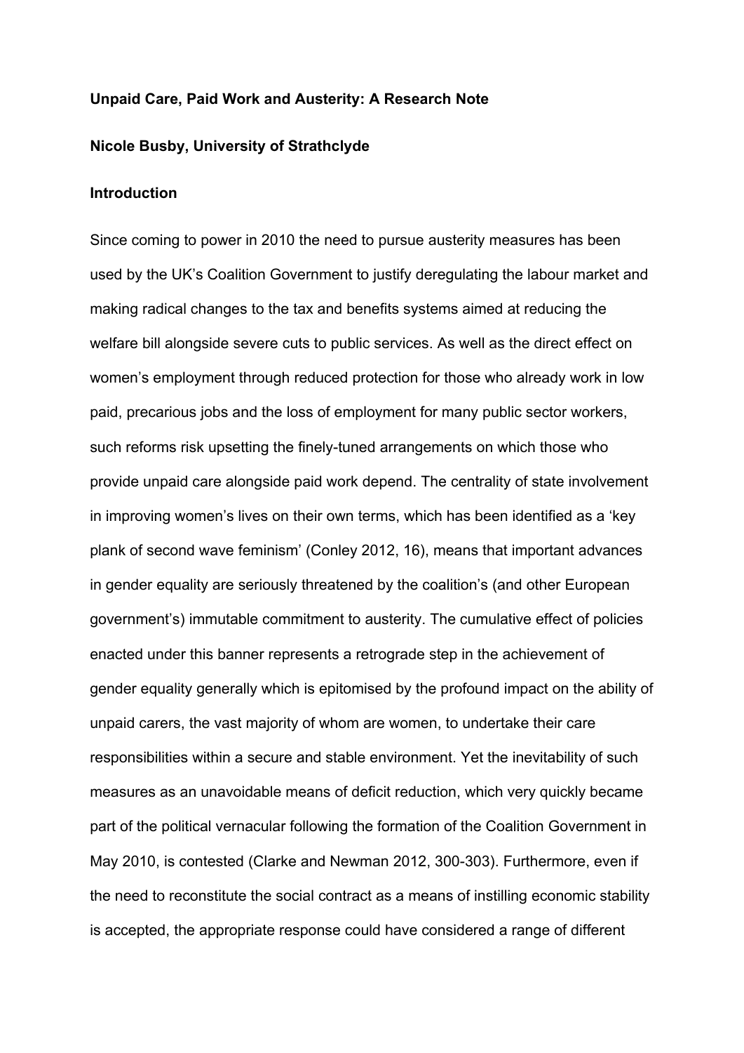# Unpaid Care, Paid Work and Austerity: A Research Note

**Nicole Busby, University of Strathclyde**

## Introduction

Since coming to power in 2010 the need to pursue austerity measures has been used by the UK's Coalition Government to justify deregulating the labour market and making radical changes to the tax and benefits systems aimed at reducing the welfare bill alongside severe cuts to public services. As well as the direct effect on women's employment through reduced protection for those who already work in low paid, precarious jobs and the loss of employment for many public sector workers, such reforms risk upsetting the finely-tuned arrangements on which those who provide unpaid care alongside paid work depend. The centrality of state involvement in improving women's lives on their own terms, which has been identified as a 'key plank of second wave feminism' (Conley 2012, 16), means that important advances in gender equality are seriously threatened by the coalition's (and other European government's) immutable commitment to austerity. The cumulative effect of policies enacted under this banner represents a retrograde step in the achievement of gender equality generally which is epitomised by the profound impact on the ability of unpaid carers, the vast majority of whom are women, to undertake their care responsibilities within a secure and stable environment. Yet the inevitability of such measures as an unavoidable means of deficit reduction, which very quickly became part of the political vernacular following the formation of the Coalition Government in May 2010, is contested (Clarke and Newman 2012, 300-303). Furthermore, even if the need to reconstitute the social contract as a means of instilling economic stability is accepted, the appropriate response could have considered a range of different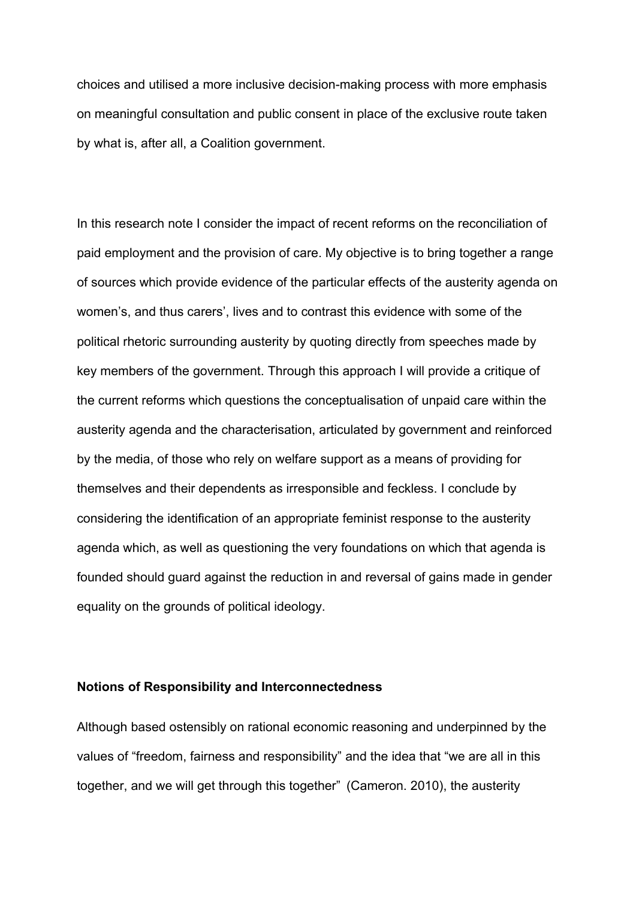choices and utilised a more inclusive decision-making process with more emphasis on meaningful consultation and public consent in place of the exclusive route taken by what is, after all, a Coalition government.

In this research note I consider the impact of recent reforms on the reconciliation of paid employment and the provision of care. My objective is to bring together a range of sources which provide evidence of the particular effects of the austerity agenda on women's, and thus carers', lives and to contrast this evidence with some of the political rhetoric surrounding austerity by quoting directly from speeches made by key members of the government. Through this approach I will provide a critique of the current reforms which questions the conceptualisation of unpaid care within the austerity agenda and the characterisation, articulated by government and reinforced by the media, of those who rely on welfare support as a means of providing for themselves and their dependents as irresponsible and feckless. I conclude by considering the identification of an appropriate feminist response to the austerity agenda which, as well as questioning the very foundations on which that agenda is founded should guard against the reduction in and reversal of gains made in gender equality on the grounds of political ideology.

**Notions of Responsibility and Interconnectedness**

Although based ostensibly on rational economic reasoning and underpinned by the values of "freedom, fairness and responsibility" and the idea that "we are all in this together, and we will get through this together" (Cameron. 2010), the austerity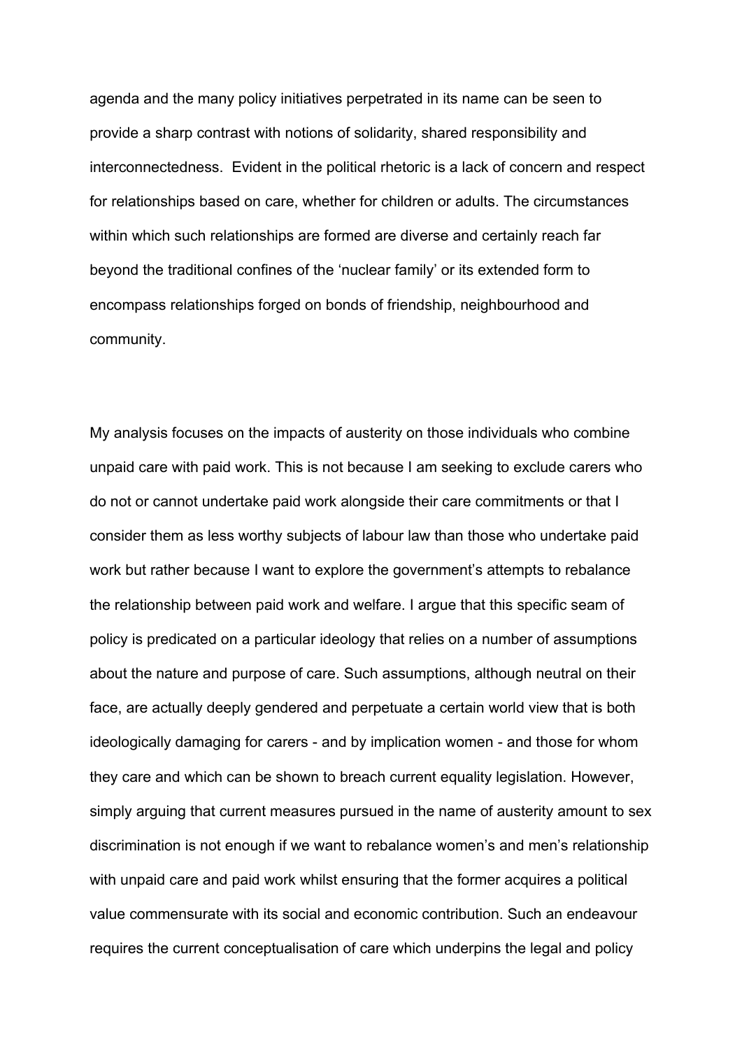agenda and the many policy initiatives perpetrated in its name can be seen to provide a sharp contrast with notions of solidarity, shared responsibility and interconnectedness. Evident in the political rhetoric is a lack of concern and respect for relationships based on care, whether for children or adults. The circumstances within which such relationships are formed are diverse and certainly reach far beyond the traditional confines of the 'nuclear family' or its extended form to encompass relationships forged on bonds of friendship, neighbourhood and community.

My analysis focuses on the impacts of austerity on those individuals who combine unpaid care with paid work. This is not because I am seeking to exclude carers who do not or cannot undertake paid work alongside their care commitments or that I consider them as less worthy subjects of labour law than those who undertake paid work but rather because I want to explore the government's attempts to rebalance the relationship between paid work and welfare. I argue that this specific seam of policy is predicated on a particular ideology that relies on a number of assumptions about the nature and purpose of care. Such assumptions, although neutral on their face, are actually deeply gendered and perpetuate a certain world view that is both ideologically damaging for carers - and by implication women - and those for whom they care and which can be shown to breach current equality legislation. However, simply arguing that current measures pursued in the name of austerity amount to sex discrimination is not enough if we want to rebalance women's and men's relationship with unpaid care and paid work whilst ensuring that the former acquires a political value commensurate with its social and economic contribution. Such an endeavour requires the current conceptualisation of care which underpins the legal and policy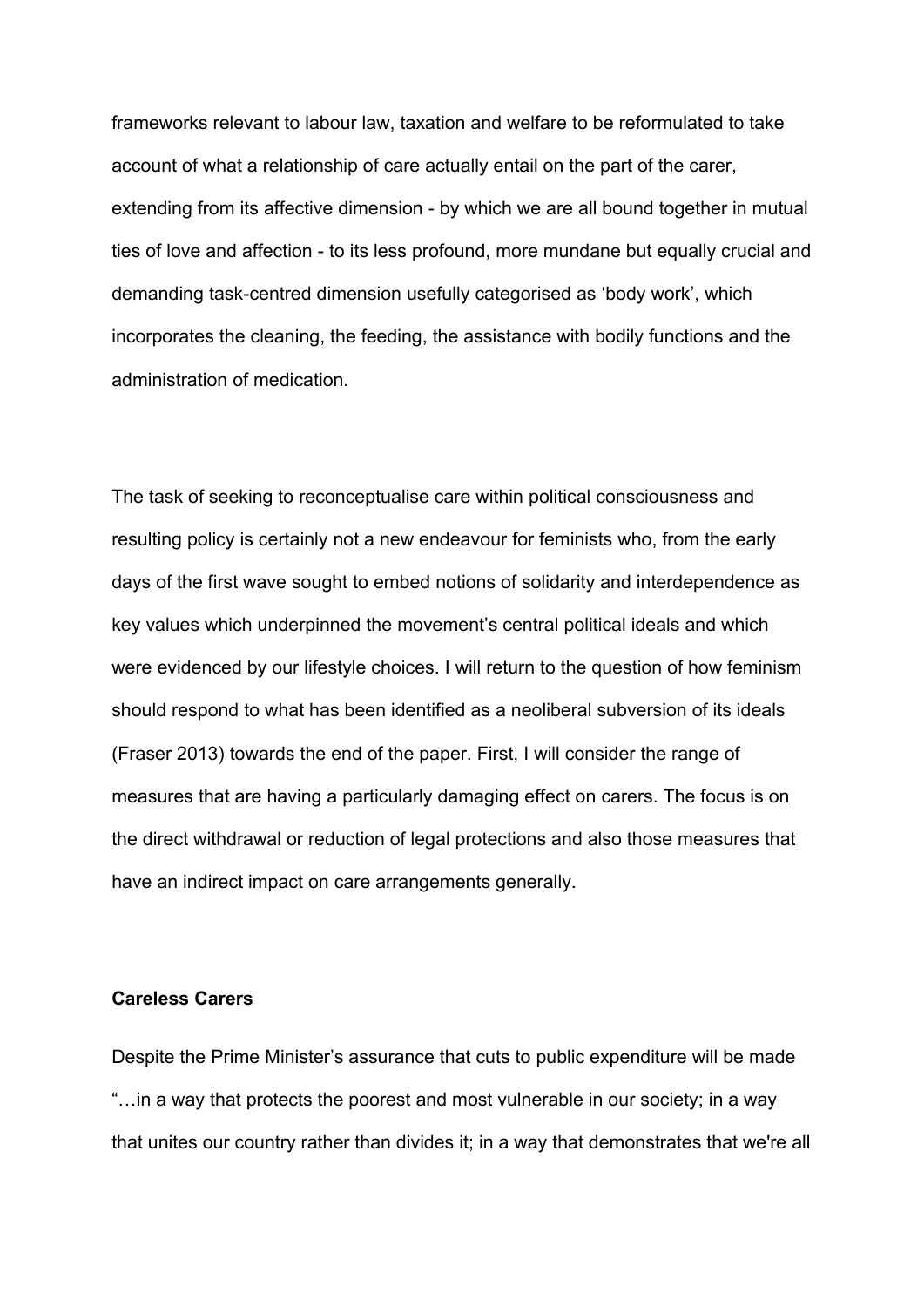frameworks relevant to labour law, taxation and welfare to be reformulated to take account of what a relationship of care actually entail on the part of the carer, extending from its affective dimension - by which we are all bound together in mutual ties of love and affection - to its less profound, more mundane but equally crucial and demanding task-centred dimension usefully categorised as 'body work', which incorporates the cleaning, the feeding, the assistance with bodily functions and the administration of medication.

The task of seeking to reconceptualise care within political consciousness and resulting policy is certainly not a new endeavour for feminists who, from the early days of the first wave sought to embed notions of solidarity and interdependence as key values which underpinned the movement's central political ideals and which were evidenced by our lifestyle choices. I will return to the question of how feminism should respond to what has been identified as a neoliberal subversion of its ideals (Fraser 2013) towards the end of the paper. First, I will consider the range of measures that are having a particularly damaging effect on carers. The focus is on the direct withdrawal or reduction of legal protections and also those measures that have an indirect impact on care arrangements generally.

**Careless Carers**

Despite the Prime Minister's assurance that cuts to public expenditure will be made "…in a way that protects the poorest and most vulnerable in our society; in a way that unites our country rather than divides it; in a way that demonstrates that we're all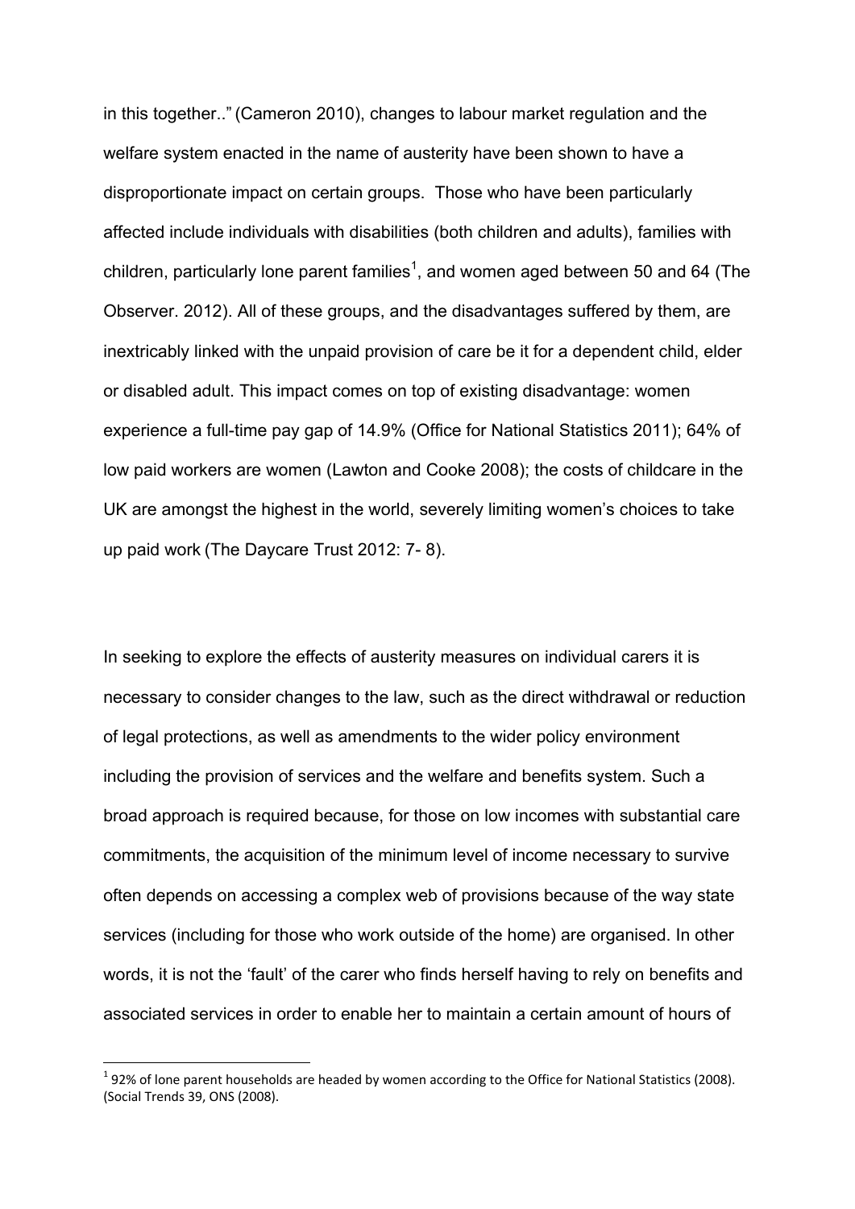in this together.." (Cameron 2010), changes to labour market regulation and the welfare system enacted in the name of austerity have been shown to have a disproportionate impact on certain groups. Those who have been particularly affected include individuals with disabilities (both children and adults), families with children, particularly lone parent families[1], and women aged between 50 and 64 (The Observer. 2012). All of these groups, and the disadvantages suffered by them, are inextricably linked with the unpaid provision of care be it for a dependent child, elder or disabled adult. This impact comes on top of existing disadvantage: women experience a full-time pay gap of 14.9% (Office for National Statistics 2011); 64% of low paid workers are women (Lawton and Cooke 2008); the costs of childcare in the UK are amongst the highest in the world, severely limiting women's choices to take up paid work (The Daycare Trust 2012: 7- 8).

In seeking to explore the effects of austerity measures on individual carers it is necessary to consider changes to the law, such as the direct withdrawal or reduction of legal protections, as well as amendments to the wider policy environment including the provision of services and the welfare and benefits system. Such a broad approach is required because, for those on low incomes with substantial care commitments, the acquisition of the minimum level of income necessary to survive often depends on accessing a complex web of provisions because of the way state services (including for those who work outside of the home) are organised. In other words, it is not the 'fault' of the carer who finds herself having to rely on benefits and associated services in order to enable her to maintain a certain amount of hours of

[1] 92% of lone parent households are headed by women according to the Office for National Statistics (2008). (Social Trends 39, ONS (2008).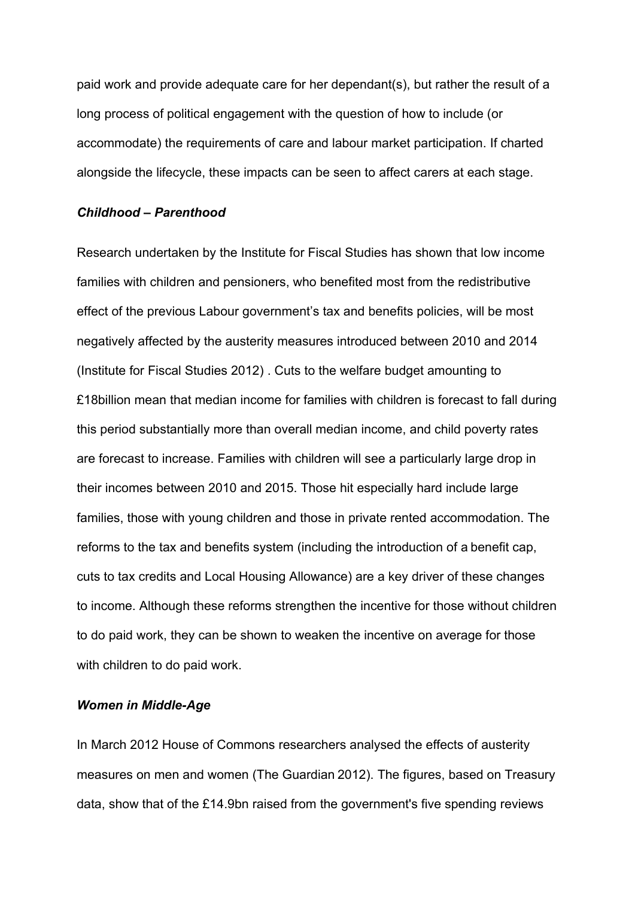paid work and provide adequate care for her dependant(s), but rather the result of a long process of political engagement with the question of how to include (or accommodate) the requirements of care and labour market participation. If charted alongside the lifecycle, these impacts can be seen to affect carers at each stage.

### *Childhood – Parenthood*

Research undertaken by the Institute for Fiscal Studies has shown that low income families with children and pensioners, who benefited most from the redistributive effect of the previous Labour government's tax and benefits policies, will be most negatively affected by the austerity measures introduced between 2010 and 2014 (Institute for Fiscal Studies 2012) . Cuts to the welfare budget amounting to £18billion mean that median income for families with children is forecast to fall during this period substantially more than overall median income, and child poverty rates are forecast to increase. Families with children will see a particularly large drop in their incomes between 2010 and 2015. Those hit especially hard include large families, those with young children and those in private rented accommodation. The reforms to the tax and benefits system (including the introduction of a benefit cap, cuts to tax credits and Local Housing Allowance) are a key driver of these changes to income. Although these reforms strengthen the incentive for those without children to do paid work, they can be shown to weaken the incentive on average for those with children to do paid work.

### *Women in Middle-Age*

In March 2012 House of Commons researchers analysed the effects of austerity measures on men and women (The Guardian 2012). The figures, based on Treasury data, show that of the £14.9bn raised from the government's five spending reviews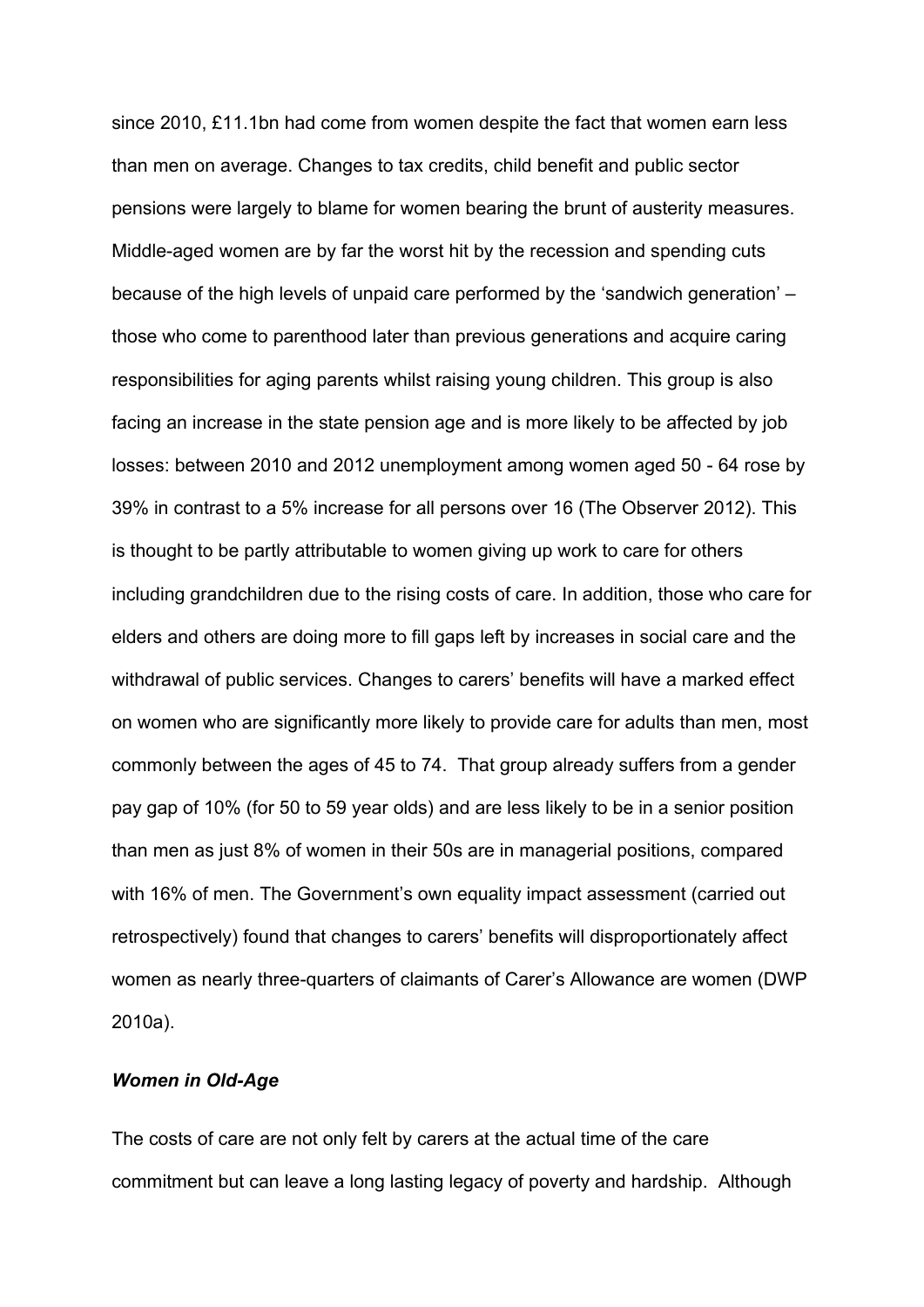since 2010, £11.1bn had come from women despite the fact that women earn less than men on average. Changes to tax credits, child benefit and public sector pensions were largely to blame for women bearing the brunt of austerity measures. Middle-aged women are by far the worst hit by the recession and spending cuts because of the high levels of unpaid care performed by the 'sandwich generation' – those who come to parenthood later than previous generations and acquire caring responsibilities for aging parents whilst raising young children. This group is also facing an increase in the state pension age and is more likely to be affected by job losses: between 2010 and 2012 unemployment among women aged 50 - 64 rose by 39% in contrast to a 5% increase for all persons over 16 (The Observer 2012). This is thought to be partly attributable to women giving up work to care for others including grandchildren due to the rising costs of care. In addition, those who care for elders and others are doing more to fill gaps left by increases in social care and the withdrawal of public services. Changes to carers' benefits will have a marked effect on women who are significantly more likely to provide care for adults than men, most commonly between the ages of 45 to 74. That group already suffers from a gender pay gap of 10% (for 50 to 59 year olds) and are less likely to be in a senior position than men as just 8% of women in their 50s are in managerial positions, compared with 16% of men. The Government's own equality impact assessment (carried out retrospectively) found that changes to carers' benefits will disproportionately affect women as nearly three-quarters of claimants of Carer's Allowance are women (DWP 2010a).

***Women in Old-Age***

The costs of care are not only felt by carers at the actual time of the care commitment but can leave a long lasting legacy of poverty and hardship. Although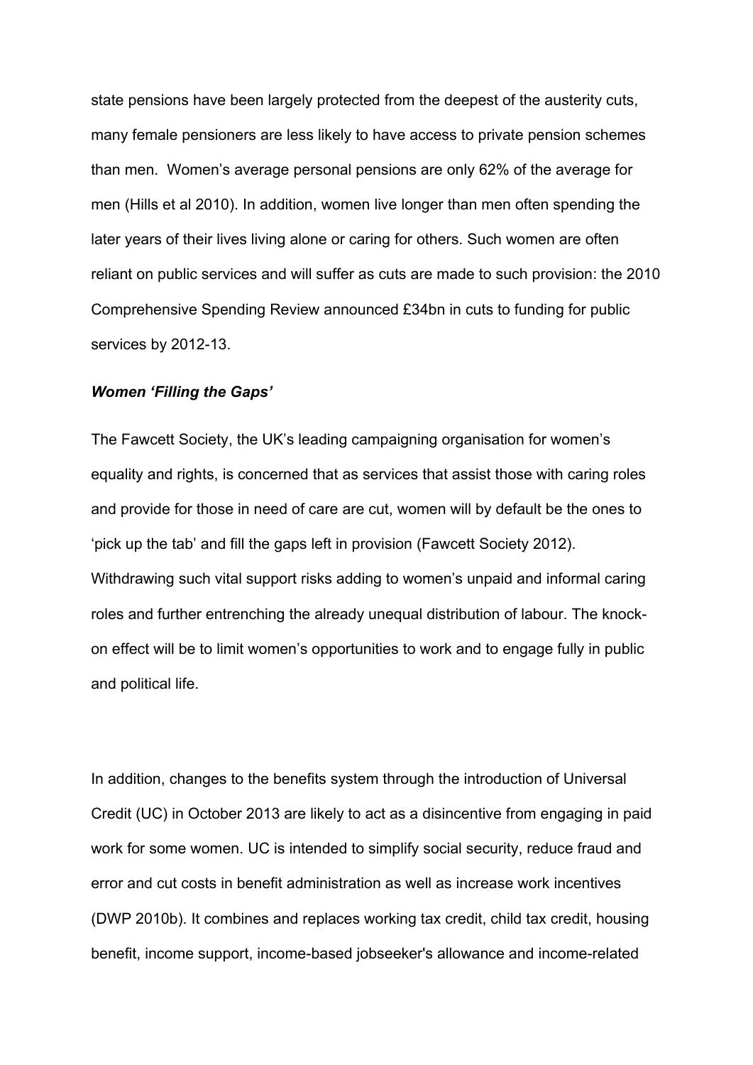state pensions have been largely protected from the deepest of the austerity cuts, many female pensioners are less likely to have access to private pension schemes than men. Women's average personal pensions are only 62% of the average for men (Hills et al 2010). In addition, women live longer than men often spending the later years of their lives living alone or caring for others. Such women are often reliant on public services and will suffer as cuts are made to such provision: the 2010 Comprehensive Spending Review announced £34bn in cuts to funding for public services by 2012-13.

***Women 'Filling the Gaps'***

The Fawcett Society, the UK's leading campaigning organisation for women's equality and rights, is concerned that as services that assist those with caring roles and provide for those in need of care are cut, women will by default be the ones to 'pick up the tab' and fill the gaps left in provision (Fawcett Society 2012). Withdrawing such vital support risks adding to women's unpaid and informal caring roles and further entrenching the already unequal distribution of labour. The knock-on effect will be to limit women's opportunities to work and to engage fully in public and political life.

In addition, changes to the benefits system through the introduction of Universal Credit (UC) in October 2013 are likely to act as a disincentive from engaging in paid work for some women. UC is intended to simplify social security, reduce fraud and error and cut costs in benefit administration as well as increase work incentives (DWP 2010b). It combines and replaces working tax credit, child tax credit, housing benefit, income support, income-based jobseeker's allowance and income-related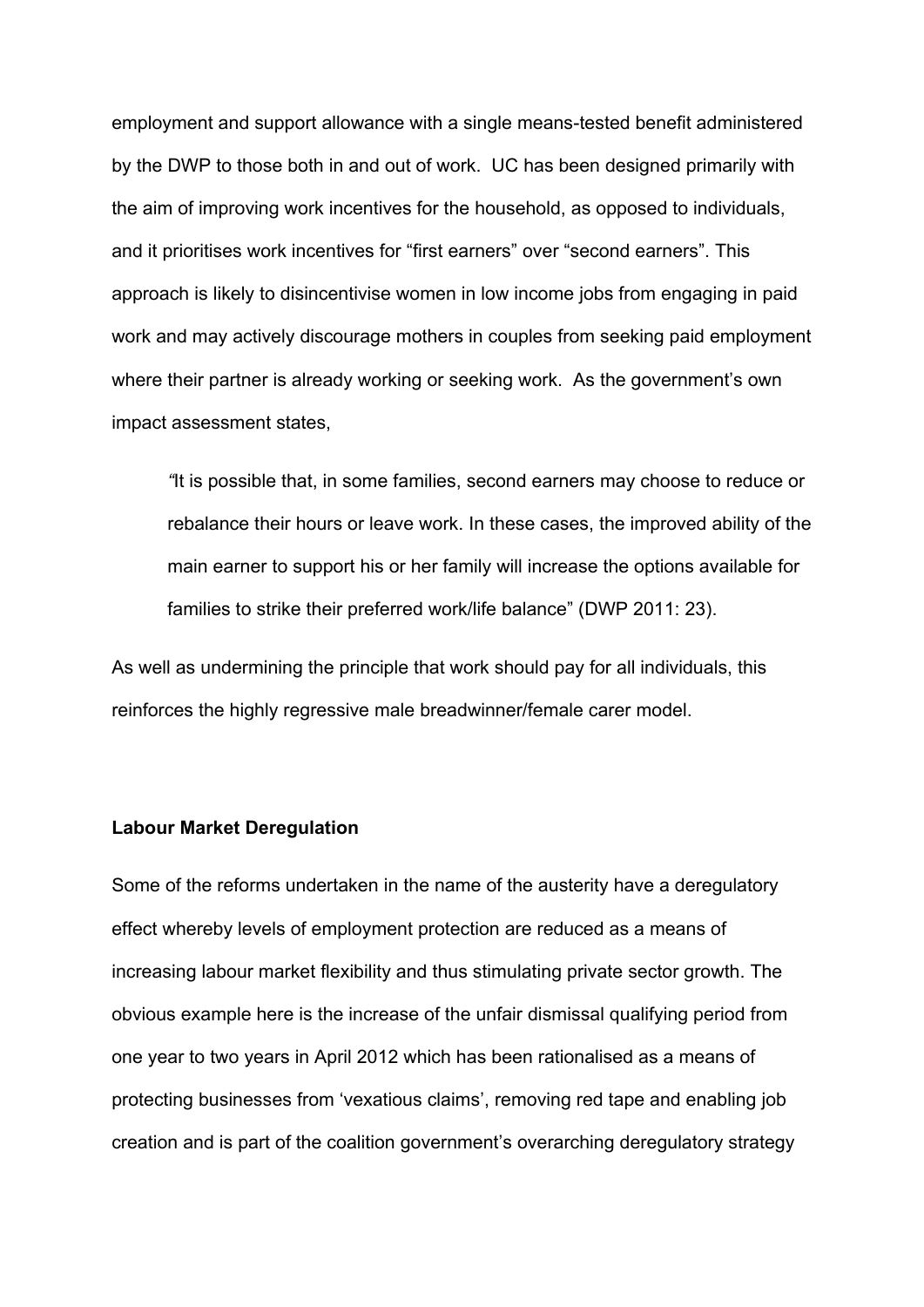employment and support allowance with a single means-tested benefit administered by the DWP to those both in and out of work. UC has been designed primarily with the aim of improving work incentives for the household, as opposed to individuals, and it prioritises work incentives for "first earners" over "second earners". This approach is likely to disincentivise women in low income jobs from engaging in paid work and may actively discourage mothers in couples from seeking paid employment where their partner is already working or seeking work. As the government's own impact assessment states,

> "It is possible that, in some families, second earners may choose to reduce or rebalance their hours or leave work. In these cases, the improved ability of the main earner to support his or her family will increase the options available for families to strike their preferred work/life balance" (DWP 2011: 23).

As well as undermining the principle that work should pay for all individuals, this reinforces the highly regressive male breadwinner/female carer model.

**Labour Market Deregulation**

Some of the reforms undertaken in the name of the austerity have a deregulatory effect whereby levels of employment protection are reduced as a means of increasing labour market flexibility and thus stimulating private sector growth. The obvious example here is the increase of the unfair dismissal qualifying period from one year to two years in April 2012 which has been rationalised as a means of protecting businesses from 'vexatious claims', removing red tape and enabling job creation and is part of the coalition government's overarching deregulatory strategy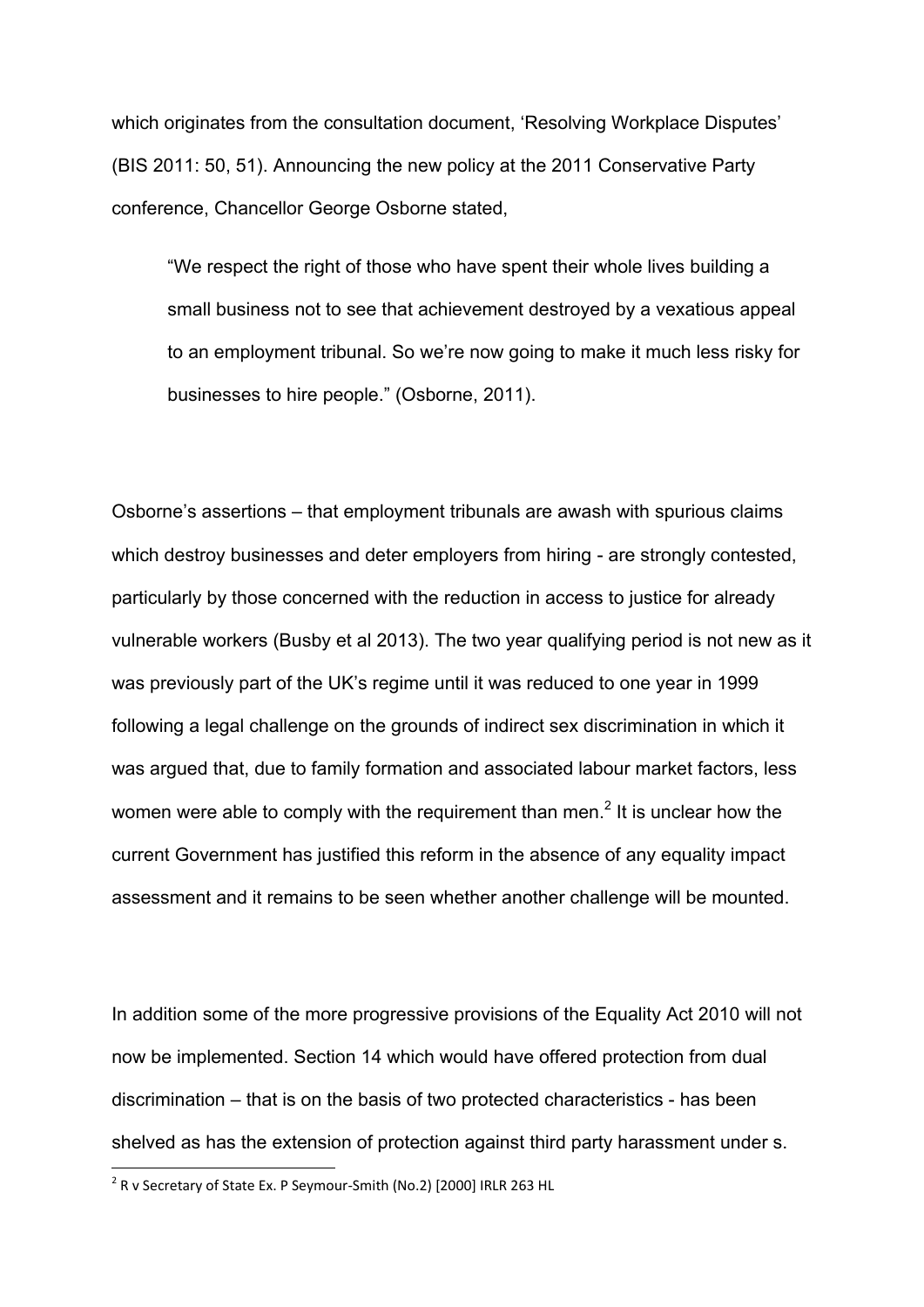which originates from the consultation document, 'Resolving Workplace Disputes' (BIS 2011: 50, 51). Announcing the new policy at the 2011 Conservative Party conference, Chancellor George Osborne stated,

> "We respect the right of those who have spent their whole lives building a small business not to see that achievement destroyed by a vexatious appeal to an employment tribunal. So we're now going to make it much less risky for businesses to hire people." (Osborne, 2011).

Osborne's assertions – that employment tribunals are awash with spurious claims which destroy businesses and deter employers from hiring - are strongly contested, particularly by those concerned with the reduction in access to justice for already vulnerable workers (Busby et al 2013). The two year qualifying period is not new as it was previously part of the UK's regime until it was reduced to one year in 1999 following a legal challenge on the grounds of indirect sex discrimination in which it was argued that, due to family formation and associated labour market factors, less women were able to comply with the requirement than men.[2] It is unclear how the current Government has justified this reform in the absence of any equality impact assessment and it remains to be seen whether another challenge will be mounted.

In addition some of the more progressive provisions of the Equality Act 2010 will not now be implemented. Section 14 which would have offered protection from dual discrimination – that is on the basis of two protected characteristics - has been shelved as has the extension of protection against third party harassment under s.

[2] R v Secretary of State Ex. P Seymour-Smith (No.2) [2000] IRLR 263 HL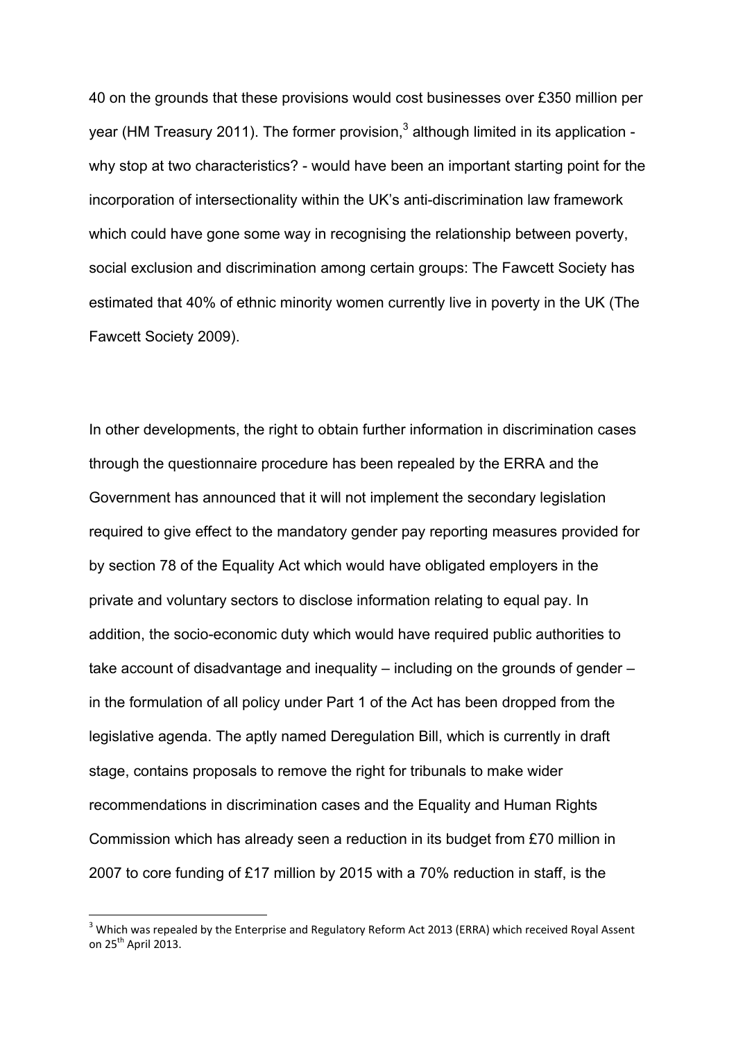40 on the grounds that these provisions would cost businesses over £350 million per year (HM Treasury 2011). The former provision,[3] although limited in its application - why stop at two characteristics? - would have been an important starting point for the incorporation of intersectionality within the UK's anti-discrimination law framework which could have gone some way in recognising the relationship between poverty, social exclusion and discrimination among certain groups: The Fawcett Society has estimated that 40% of ethnic minority women currently live in poverty in the UK (The Fawcett Society 2009).

In other developments, the right to obtain further information in discrimination cases through the questionnaire procedure has been repealed by the ERRA and the Government has announced that it will not implement the secondary legislation required to give effect to the mandatory gender pay reporting measures provided for by section 78 of the Equality Act which would have obligated employers in the private and voluntary sectors to disclose information relating to equal pay. In addition, the socio-economic duty which would have required public authorities to take account of disadvantage and inequality – including on the grounds of gender – in the formulation of all policy under Part 1 of the Act has been dropped from the legislative agenda. The aptly named Deregulation Bill, which is currently in draft stage, contains proposals to remove the right for tribunals to make wider recommendations in discrimination cases and the Equality and Human Rights Commission which has already seen a reduction in its budget from £70 million in 2007 to core funding of £17 million by 2015 with a 70% reduction in staff, is the

[3] Which was repealed by the Enterprise and Regulatory Reform Act 2013 (ERRA) which received Royal Assent on 25th April 2013.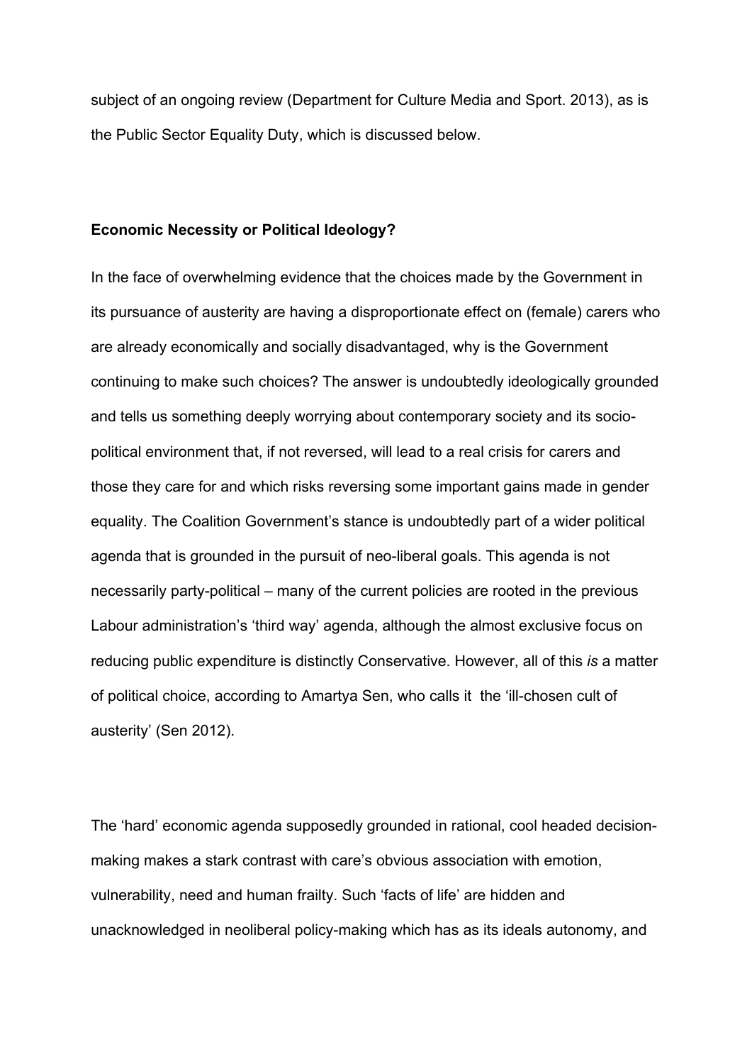subject of an ongoing review (Department for Culture Media and Sport. 2013), as is the Public Sector Equality Duty, which is discussed below.

**Economic Necessity or Political Ideology?**

In the face of overwhelming evidence that the choices made by the Government in its pursuance of austerity are having a disproportionate effect on (female) carers who are already economically and socially disadvantaged, why is the Government continuing to make such choices? The answer is undoubtedly ideologically grounded and tells us something deeply worrying about contemporary society and its socio-political environment that, if not reversed, will lead to a real crisis for carers and those they care for and which risks reversing some important gains made in gender equality. The Coalition Government's stance is undoubtedly part of a wider political agenda that is grounded in the pursuit of neo-liberal goals. This agenda is not necessarily party-political – many of the current policies are rooted in the previous Labour administration's 'third way' agenda, although the almost exclusive focus on reducing public expenditure is distinctly Conservative. However, all of this *is* a matter of political choice, according to Amartya Sen, who calls it the 'ill-chosen cult of austerity' (Sen 2012).

The 'hard' economic agenda supposedly grounded in rational, cool headed decision-making makes a stark contrast with care's obvious association with emotion, vulnerability, need and human frailty. Such 'facts of life' are hidden and unacknowledged in neoliberal policy-making which has as its ideals autonomy, and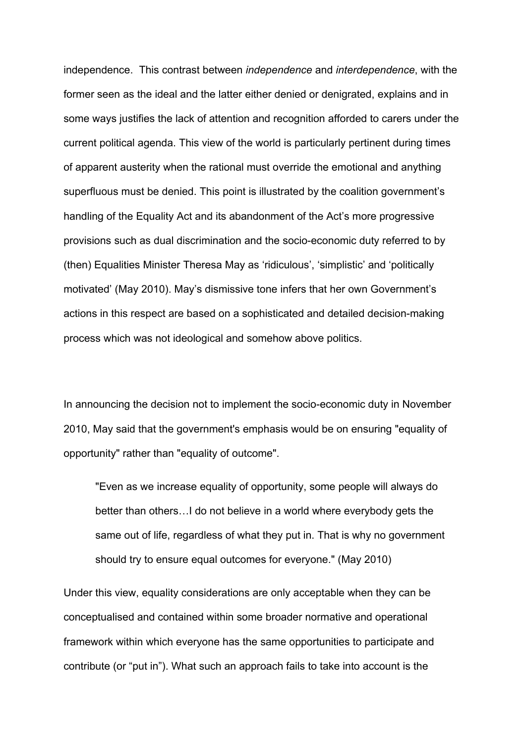independence. This contrast between *independence* and *interdependence*, with the former seen as the ideal and the latter either denied or denigrated, explains and in some ways justifies the lack of attention and recognition afforded to carers under the current political agenda. This view of the world is particularly pertinent during times of apparent austerity when the rational must override the emotional and anything superfluous must be denied. This point is illustrated by the coalition government's handling of the Equality Act and its abandonment of the Act's more progressive provisions such as dual discrimination and the socio-economic duty referred to by (then) Equalities Minister Theresa May as 'ridiculous', 'simplistic' and 'politically motivated' (May 2010). May's dismissive tone infers that her own Government's actions in this respect are based on a sophisticated and detailed decision-making process which was not ideological and somehow above politics.

In announcing the decision not to implement the socio-economic duty in November 2010, May said that the government's emphasis would be on ensuring "equality of opportunity" rather than "equality of outcome".

> "Even as we increase equality of opportunity, some people will always do better than others…I do not believe in a world where everybody gets the same out of life, regardless of what they put in. That is why no government should try to ensure equal outcomes for everyone." (May 2010)

Under this view, equality considerations are only acceptable when they can be conceptualised and contained within some broader normative and operational framework within which everyone has the same opportunities to participate and contribute (or "put in"). What such an approach fails to take into account is the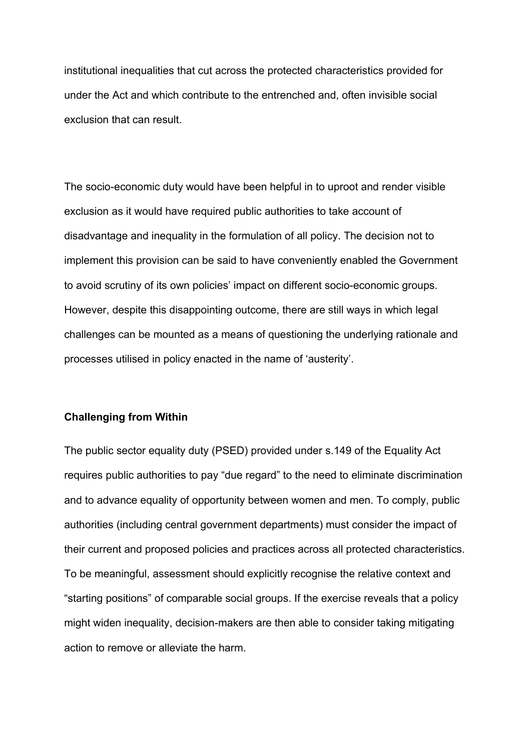institutional inequalities that cut across the protected characteristics provided for under the Act and which contribute to the entrenched and, often invisible social exclusion that can result.

The socio-economic duty would have been helpful in to uproot and render visible exclusion as it would have required public authorities to take account of disadvantage and inequality in the formulation of all policy. The decision not to implement this provision can be said to have conveniently enabled the Government to avoid scrutiny of its own policies' impact on different socio-economic groups. However, despite this disappointing outcome, there are still ways in which legal challenges can be mounted as a means of questioning the underlying rationale and processes utilised in policy enacted in the name of 'austerity'.

**Challenging from Within**

The public sector equality duty (PSED) provided under s.149 of the Equality Act requires public authorities to pay "due regard" to the need to eliminate discrimination and to advance equality of opportunity between women and men. To comply, public authorities (including central government departments) must consider the impact of their current and proposed policies and practices across all protected characteristics. To be meaningful, assessment should explicitly recognise the relative context and "starting positions" of comparable social groups. If the exercise reveals that a policy might widen inequality, decision-makers are then able to consider taking mitigating action to remove or alleviate the harm.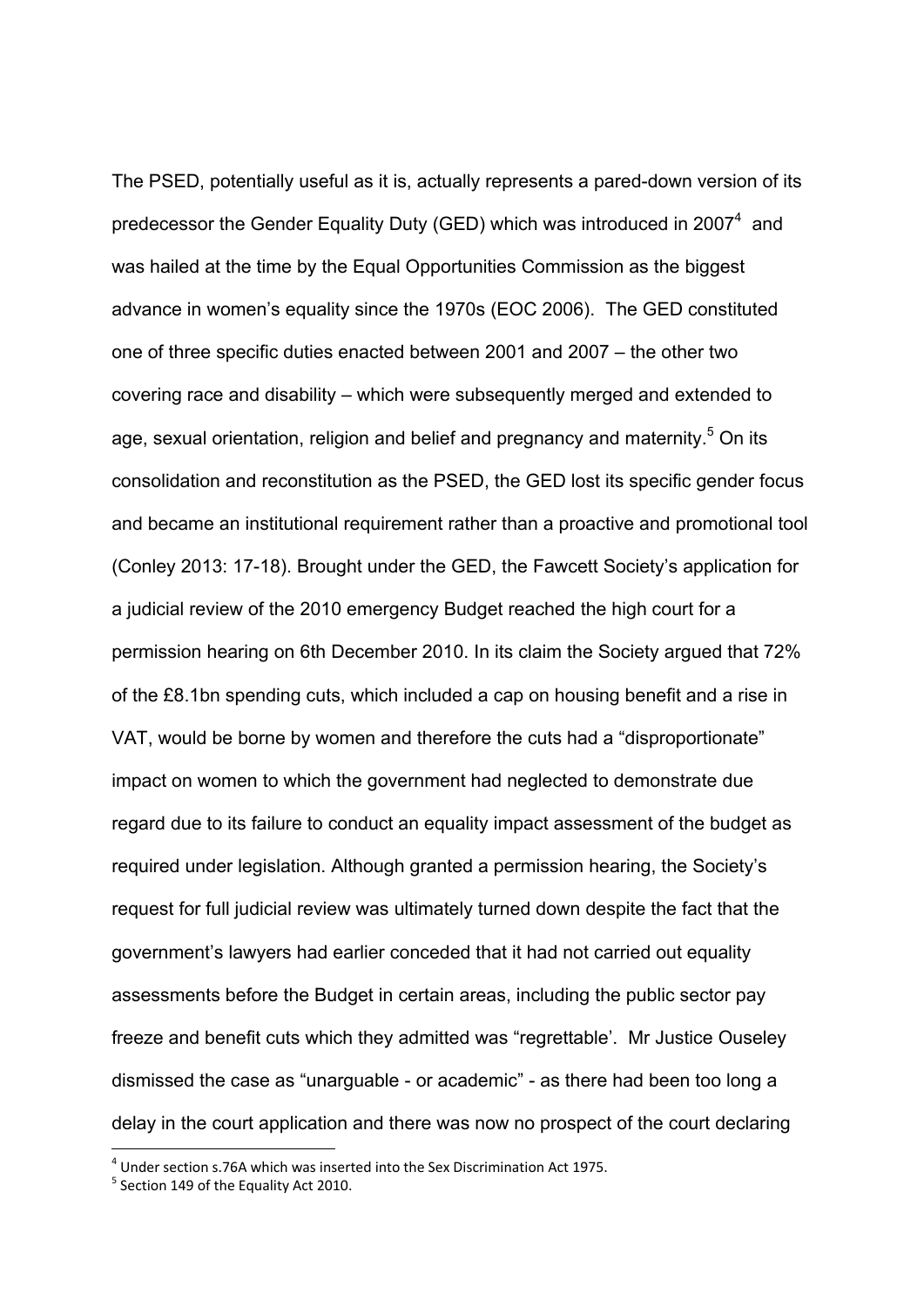The PSED, potentially useful as it is, actually represents a pared-down version of its predecessor the Gender Equality Duty (GED) which was introduced in 2007[4] and was hailed at the time by the Equal Opportunities Commission as the biggest advance in women's equality since the 1970s (EOC 2006). The GED constituted one of three specific duties enacted between 2001 and 2007 – the other two covering race and disability – which were subsequently merged and extended to age, sexual orientation, religion and belief and pregnancy and maternity.[5] On its consolidation and reconstitution as the PSED, the GED lost its specific gender focus and became an institutional requirement rather than a proactive and promotional tool (Conley 2013: 17-18). Brought under the GED, the Fawcett Society's application for a judicial review of the 2010 emergency Budget reached the high court for a permission hearing on 6th December 2010. In its claim the Society argued that 72% of the £8.1bn spending cuts, which included a cap on housing benefit and a rise in VAT, would be borne by women and therefore the cuts had a "disproportionate" impact on women to which the government had neglected to demonstrate due regard due to its failure to conduct an equality impact assessment of the budget as required under legislation. Although granted a permission hearing, the Society's request for full judicial review was ultimately turned down despite the fact that the government's lawyers had earlier conceded that it had not carried out equality assessments before the Budget in certain areas, including the public sector pay freeze and benefit cuts which they admitted was "regrettable'. Mr Justice Ouseley dismissed the case as "unarguable - or academic" - as there had been too long a delay in the court application and there was now no prospect of the court declaring

[4] Under section s.76A which was inserted into the Sex Discrimination Act 1975.

[5] Section 149 of the Equality Act 2010.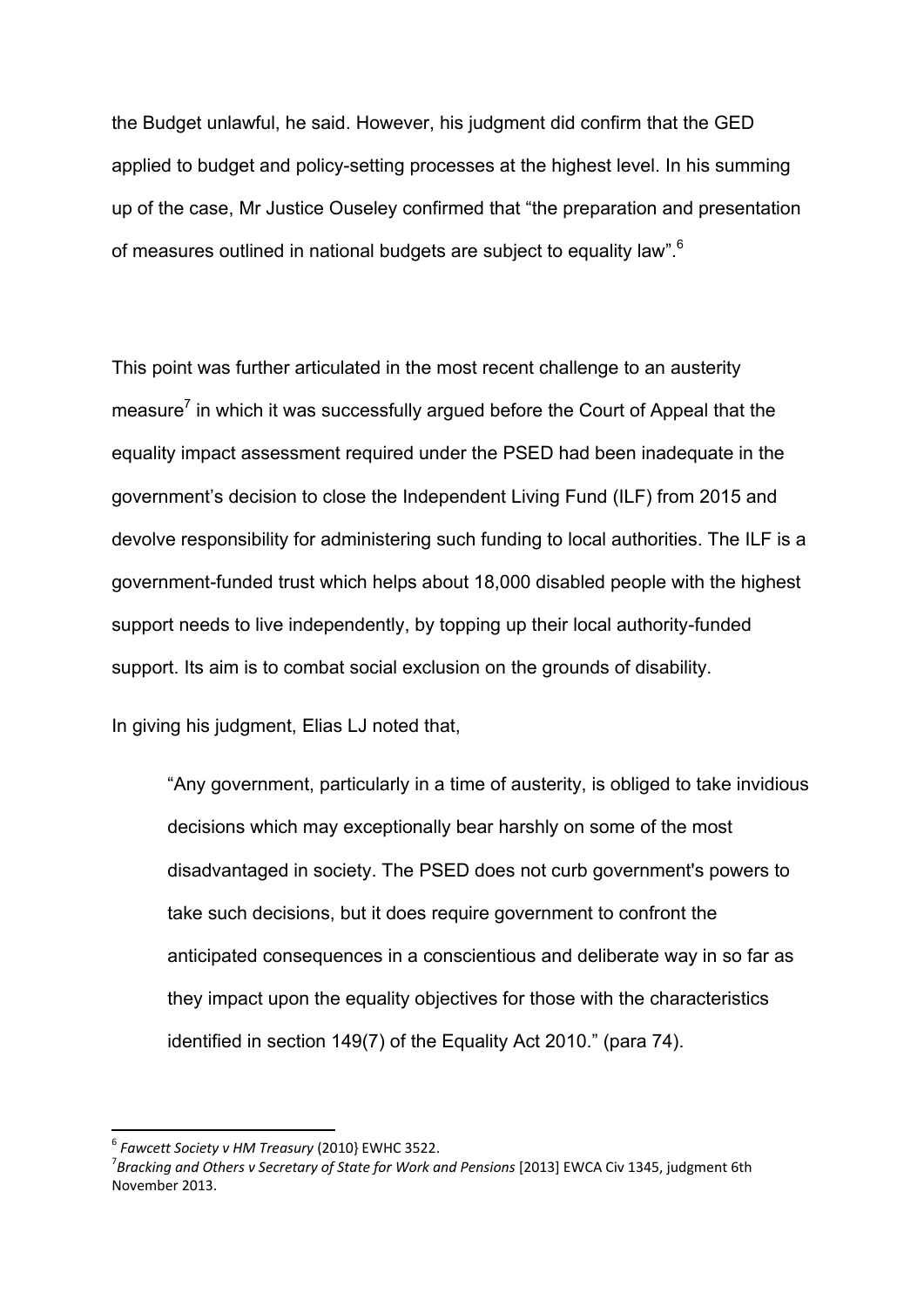the Budget unlawful, he said. However, his judgment did confirm that the GED applied to budget and policy-setting processes at the highest level. In his summing up of the case, Mr Justice Ouseley confirmed that "the preparation and presentation of measures outlined in national budgets are subject to equality law".[6]

This point was further articulated in the most recent challenge to an austerity measure[7] in which it was successfully argued before the Court of Appeal that the equality impact assessment required under the PSED had been inadequate in the government's decision to close the Independent Living Fund (ILF) from 2015 and devolve responsibility for administering such funding to local authorities. The ILF is a government-funded trust which helps about 18,000 disabled people with the highest support needs to live independently, by topping up their local authority-funded support. Its aim is to combat social exclusion on the grounds of disability.

In giving his judgment, Elias LJ noted that,

> "Any government, particularly in a time of austerity, is obliged to take invidious decisions which may exceptionally bear harshly on some of the most disadvantaged in society. The PSED does not curb government's powers to take such decisions, but it does require government to confront the anticipated consequences in a conscientious and deliberate way in so far as they impact upon the equality objectives for those with the characteristics identified in section 149(7) of the Equality Act 2010." (para 74).

---

[6] *Fawcett Society v HM Treasury* (2010} EWHC 3522.

[7] *Bracking and Others v Secretary of State for Work and Pensions* [2013] EWCA Civ 1345, judgment 6th November 2013.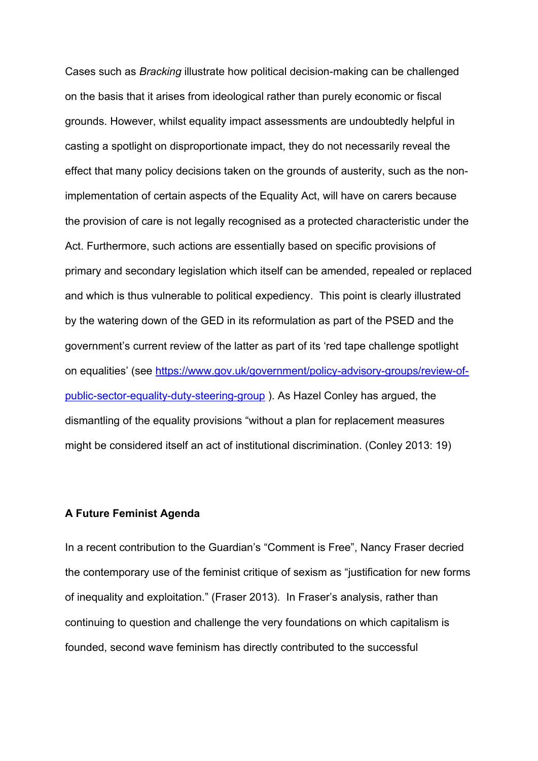Cases such as *Bracking* illustrate how political decision-making can be challenged on the basis that it arises from ideological rather than purely economic or fiscal grounds. However, whilst equality impact assessments are undoubtedly helpful in casting a spotlight on disproportionate impact, they do not necessarily reveal the effect that many policy decisions taken on the grounds of austerity, such as the non-implementation of certain aspects of the Equality Act, will have on carers because the provision of care is not legally recognised as a protected characteristic under the Act. Furthermore, such actions are essentially based on specific provisions of primary and secondary legislation which itself can be amended, repealed or replaced and which is thus vulnerable to political expediency. This point is clearly illustrated by the watering down of the GED in its reformulation as part of the PSED and the government's current review of the latter as part of its 'red tape challenge spotlight on equalities' (see [https://www.gov.uk/government/policy-advisory-groups/review-of-public-sector-equality-duty-steering-group](https://www.gov.uk/government/policy-advisory-groups/review-of-public-sector-equality-duty-steering-group) ). As Hazel Conley has argued, the dismantling of the equality provisions "without a plan for replacement measures might be considered itself an act of institutional discrimination. (Conley 2013: 19)

**A Future Feminist Agenda**

In a recent contribution to the Guardian's "Comment is Free", Nancy Fraser decried the contemporary use of the feminist critique of sexism as "justification for new forms of inequality and exploitation." (Fraser 2013). In Fraser's analysis, rather than continuing to question and challenge the very foundations on which capitalism is founded, second wave feminism has directly contributed to the successful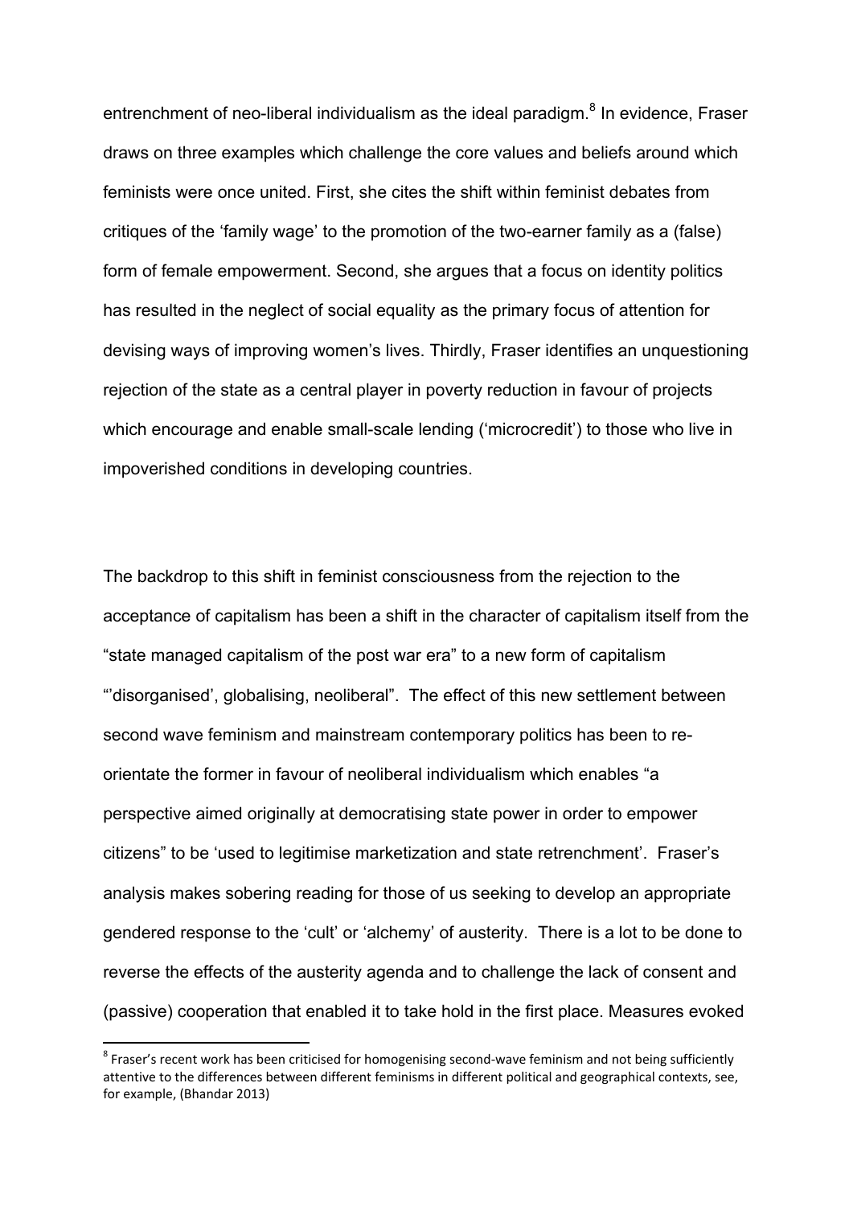entrenchment of neo-liberal individualism as the ideal paradigm.[8] In evidence, Fraser draws on three examples which challenge the core values and beliefs around which feminists were once united. First, she cites the shift within feminist debates from critiques of the 'family wage' to the promotion of the two-earner family as a (false) form of female empowerment. Second, she argues that a focus on identity politics has resulted in the neglect of social equality as the primary focus of attention for devising ways of improving women's lives. Thirdly, Fraser identifies an unquestioning rejection of the state as a central player in poverty reduction in favour of projects which encourage and enable small-scale lending ('microcredit') to those who live in impoverished conditions in developing countries.

The backdrop to this shift in feminist consciousness from the rejection to the acceptance of capitalism has been a shift in the character of capitalism itself from the "state managed capitalism of the post war era" to a new form of capitalism "'disorganised', globalising, neoliberal". The effect of this new settlement between second wave feminism and mainstream contemporary politics has been to re-orientate the former in favour of neoliberal individualism which enables "a perspective aimed originally at democratising state power in order to empower citizens" to be 'used to legitimise marketization and state retrenchment'. Fraser's analysis makes sobering reading for those of us seeking to develop an appropriate gendered response to the 'cult' or 'alchemy' of austerity. There is a lot to be done to reverse the effects of the austerity agenda and to challenge the lack of consent and (passive) cooperation that enabled it to take hold in the first place. Measures evoked

[8] Fraser's recent work has been criticised for homogenising second-wave feminism and not being sufficiently attentive to the differences between different feminisms in different political and geographical contexts, see, for example, (Bhandar 2013)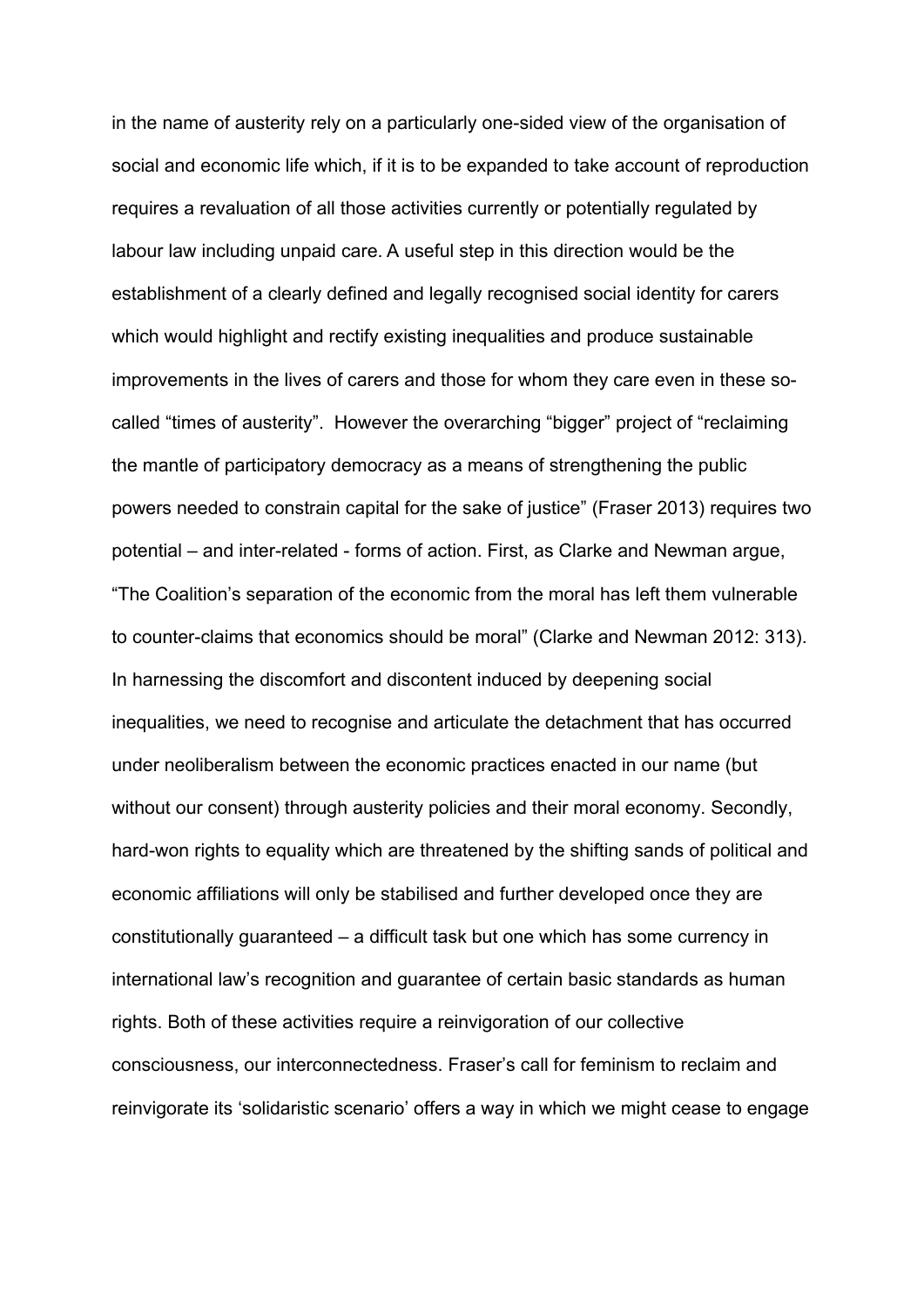in the name of austerity rely on a particularly one-sided view of the organisation of social and economic life which, if it is to be expanded to take account of reproduction requires a revaluation of all those activities currently or potentially regulated by labour law including unpaid care. A useful step in this direction would be the establishment of a clearly defined and legally recognised social identity for carers which would highlight and rectify existing inequalities and produce sustainable improvements in the lives of carers and those for whom they care even in these so-called "times of austerity". However the overarching "bigger" project of "reclaiming the mantle of participatory democracy as a means of strengthening the public powers needed to constrain capital for the sake of justice" (Fraser 2013) requires two potential – and inter-related - forms of action. First, as Clarke and Newman argue, "The Coalition's separation of the economic from the moral has left them vulnerable to counter-claims that economics should be moral" (Clarke and Newman 2012: 313). In harnessing the discomfort and discontent induced by deepening social inequalities, we need to recognise and articulate the detachment that has occurred under neoliberalism between the economic practices enacted in our name (but without our consent) through austerity policies and their moral economy. Secondly, hard-won rights to equality which are threatened by the shifting sands of political and economic affiliations will only be stabilised and further developed once they are constitutionally guaranteed – a difficult task but one which has some currency in international law's recognition and guarantee of certain basic standards as human rights. Both of these activities require a reinvigoration of our collective consciousness, our interconnectedness. Fraser's call for feminism to reclaim and reinvigorate its 'solidaristic scenario' offers a way in which we might cease to engage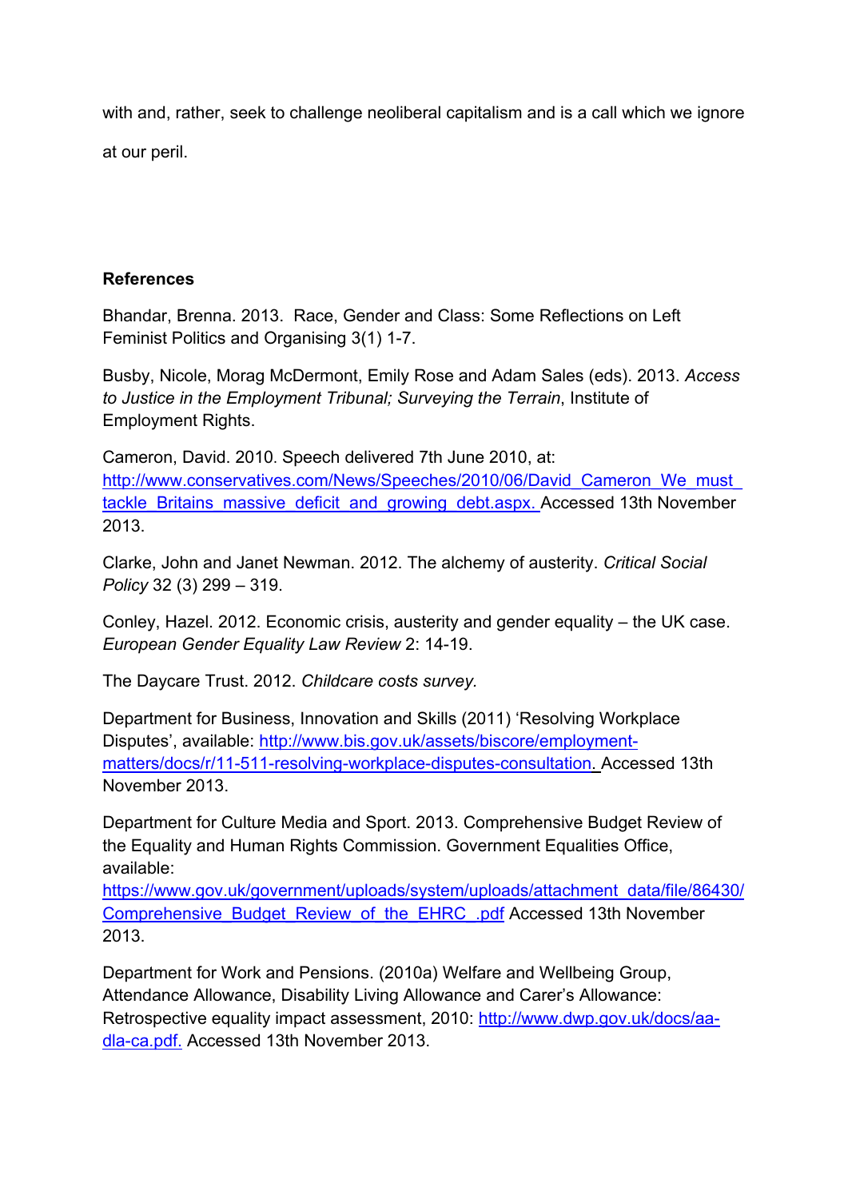with and, rather, seek to challenge neoliberal capitalism and is a call which we ignore at our peril.

**References**

Bhandar, Brenna. 2013. Race, Gender and Class: Some Reflections on Left Feminist Politics and Organising 3(1) 1-7.

Busby, Nicole, Morag McDermont, Emily Rose and Adam Sales (eds). 2013. *Access to Justice in the Employment Tribunal; Surveying the Terrain*, Institute of Employment Rights.

Cameron, David. 2010. Speech delivered 7th June 2010, at: http://www.conservatives.com/News/Speeches/2010/06/David_Cameron_We_must_tackle_Britains_massive_deficit_and_growing_debt.aspx. Accessed 13th November 2013.

Clarke, John and Janet Newman. 2012. The alchemy of austerity. *Critical Social Policy* 32 (3) 299 – 319.

Conley, Hazel. 2012. Economic crisis, austerity and gender equality – the UK case. *European Gender Equality Law Review* 2: 14-19.

The Daycare Trust. 2012. *Childcare costs survey.*

Department for Business, Innovation and Skills (2011) 'Resolving Workplace Disputes', available: http://www.bis.gov.uk/assets/biscore/employment-matters/docs/r/11-511-resolving-workplace-disputes-consultation. Accessed 13th November 2013.

Department for Culture Media and Sport. 2013. Comprehensive Budget Review of the Equality and Human Rights Commission. Government Equalities Office, available: https://www.gov.uk/government/uploads/system/uploads/attachment_data/file/86430/Comprehensive_Budget_Review_of_the_EHRC_.pdf Accessed 13th November 2013.

Department for Work and Pensions. (2010a) Welfare and Wellbeing Group, Attendance Allowance, Disability Living Allowance and Carer's Allowance: Retrospective equality impact assessment, 2010: http://www.dwp.gov.uk/docs/aa-dla-ca.pdf. Accessed 13th November 2013.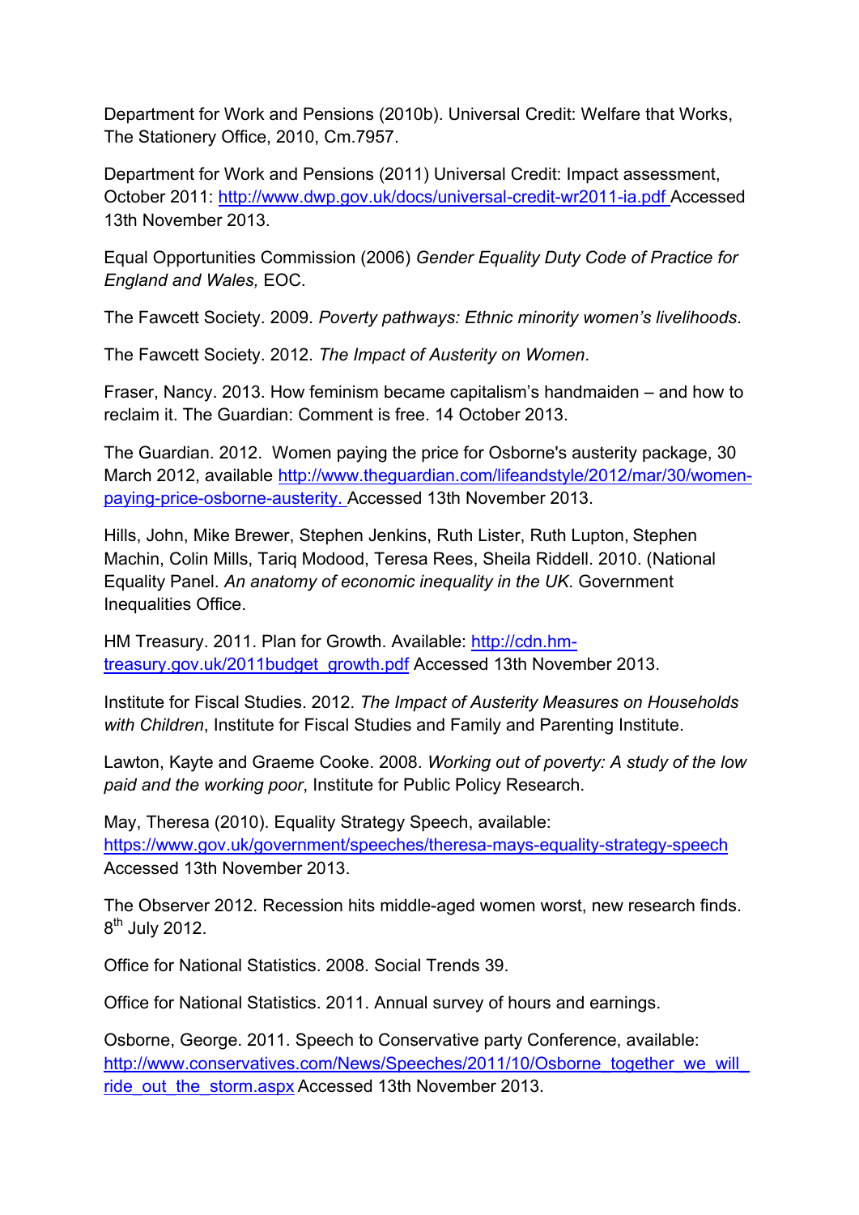Department for Work and Pensions (2010b). Universal Credit: Welfare that Works, The Stationery Office, 2010, Cm.7957.

Department for Work and Pensions (2011) Universal Credit: Impact assessment, October 2011: http://www.dwp.gov.uk/docs/universal-credit-wr2011-ia.pdf Accessed 13th November 2013.

Equal Opportunities Commission (2006) *Gender Equality Duty Code of Practice for England and Wales,* EOC.

The Fawcett Society. 2009. *Poverty pathways: Ethnic minority women's livelihoods*.

The Fawcett Society. 2012. *The Impact of Austerity on Women*.

Fraser, Nancy. 2013. How feminism became capitalism's handmaiden – and how to reclaim it. The Guardian: Comment is free. 14 October 2013.

The Guardian. 2012. Women paying the price for Osborne's austerity package, 30 March 2012, available http://www.theguardian.com/lifeandstyle/2012/mar/30/women-paying-price-osborne-austerity. Accessed 13th November 2013.

Hills, John, Mike Brewer, Stephen Jenkins, Ruth Lister, Ruth Lupton, Stephen Machin, Colin Mills, Tariq Modood, Teresa Rees, Sheila Riddell. 2010. (National Equality Panel. *An anatomy of economic inequality in the UK*. Government Inequalities Office.

HM Treasury. 2011. Plan for Growth. Available: http://cdn.hm-treasury.gov.uk/2011budget_growth.pdf Accessed 13th November 2013.

Institute for Fiscal Studies. 2012. *The Impact of Austerity Measures on Households with Children*, Institute for Fiscal Studies and Family and Parenting Institute.

Lawton, Kayte and Graeme Cooke. 2008. *Working out of poverty: A study of the low paid and the working poor*, Institute for Public Policy Research.

May, Theresa (2010). Equality Strategy Speech, available: https://www.gov.uk/government/speeches/theresa-mays-equality-strategy-speech Accessed 13th November 2013.

The Observer 2012. Recession hits middle-aged women worst, new research finds. 8th July 2012.

Office for National Statistics. 2008. Social Trends 39.

Office for National Statistics. 2011. Annual survey of hours and earnings.

Osborne, George. 2011. Speech to Conservative party Conference, available: http://www.conservatives.com/News/Speeches/2011/10/Osborne_together_we_will_ride_out_the_storm.aspx Accessed 13th November 2013.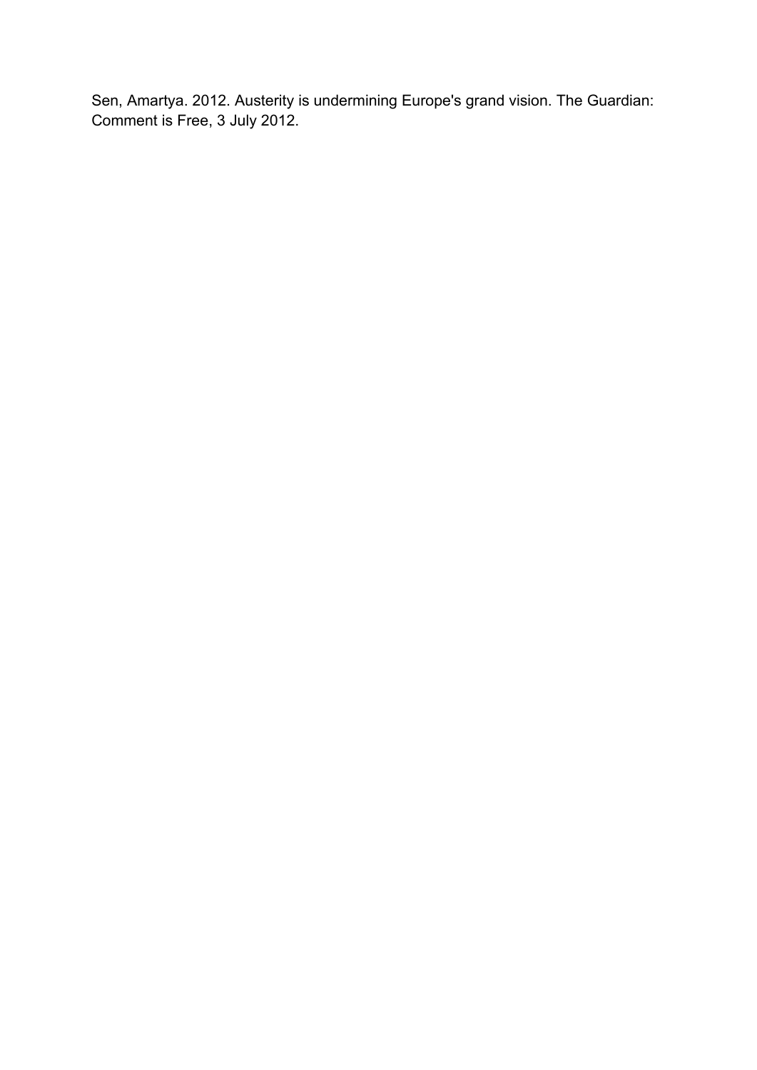Sen, Amartya. 2012. Austerity is undermining Europe's grand vision. The Guardian: Comment is Free, 3 July 2012.